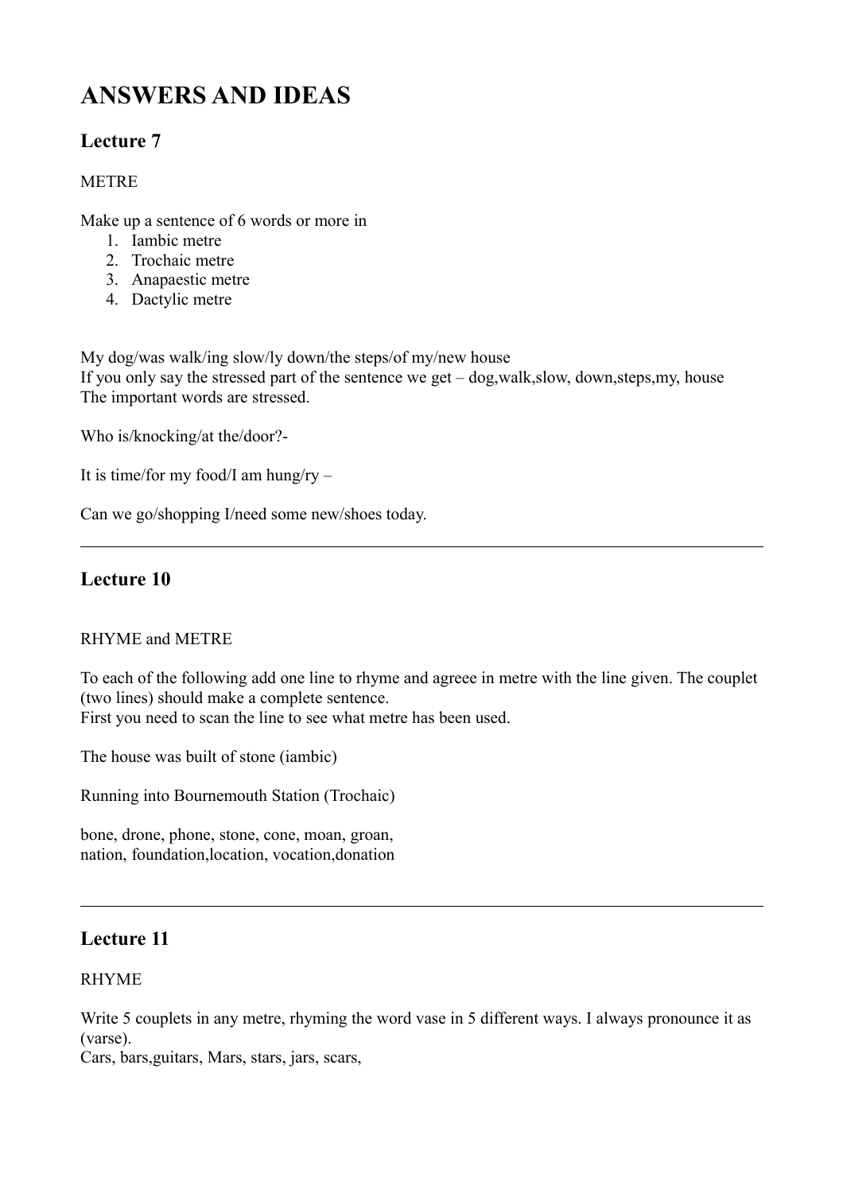# ANSWERS AND IDEAS

## Lecture 7

METRE

Make up a sentence of 6 words or more in

1. Iambic metre
2. Trochaic metre
3. Anapaestic metre
4. Dactylic metre

My dog/was walk/ing slow/ly down/the steps/of my/new house
If you only say the stressed part of the sentence we get – dog,walk,slow, down,steps,my, house
The important words are stressed.

Who is/knocking/at the/door?-

It is time/for my food/I am hung/ry –

Can we go/shopping I/need some new/shoes today.

---

## Lecture 10

RHYME and METRE

To each of the following add one line to rhyme and agreee in metre with the line given. The couplet (two lines) should make a complete sentence.
First you need to scan the line to see what metre has been used.

The house was built of stone (iambic)

Running into Bournemouth Station (Trochaic)

bone, drone, phone, stone, cone, moan, groan,
nation, foundation,location, vocation,donation

---

## Lecture 11

RHYME

Write 5 couplets in any metre, rhyming the word vase in 5 different ways. I always pronounce it as (varse).
Cars, bars,guitars, Mars, stars, jars, scars,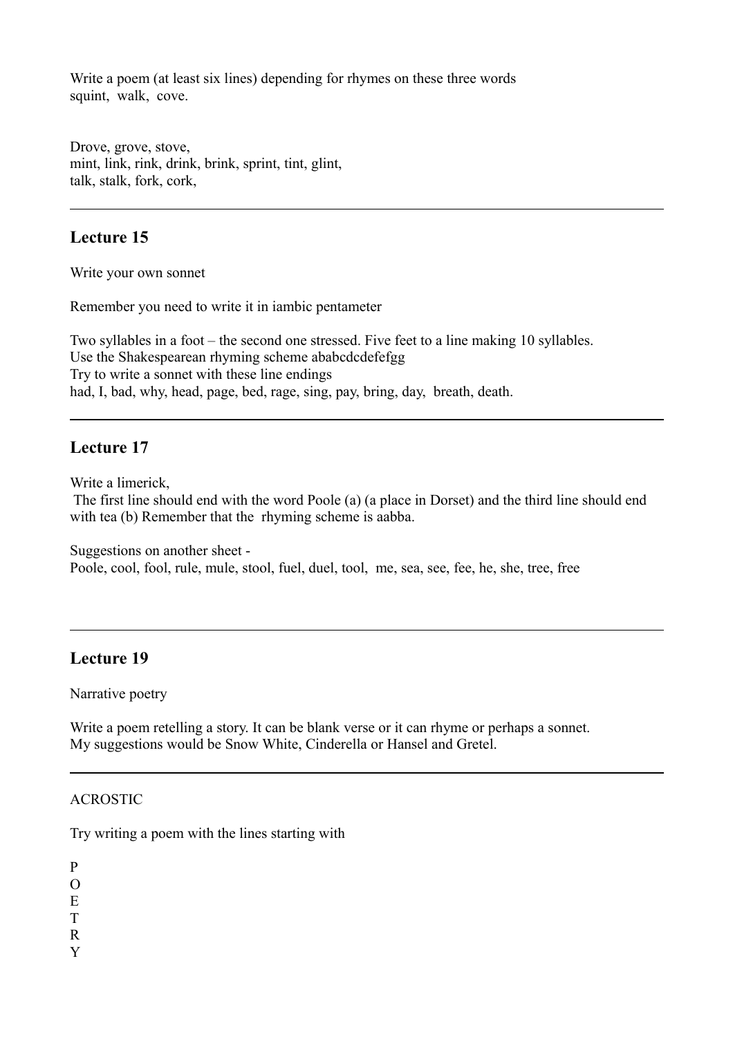Write a poem (at least six lines) depending for rhymes on these three words
squint, walk, cove.

Drove, grove, stove,
mint, link, rink, drink, brink, sprint, tint, glint,
talk, stalk, fork, cork,

---

## Lecture 15

Write your own sonnet

Remember you need to write it in iambic pentameter

Two syllables in a foot – the second one stressed. Five feet to a line making 10 syllables.
Use the Shakespearean rhyming scheme ababcdcdefefgg
Try to write a sonnet with these line endings
had, I, bad, why, head, page, bed, rage, sing, pay, bring, day, breath, death.

---

## Lecture 17

Write a limerick,
The first line should end with the word Poole (a) (a place in Dorset) and the third line should end with tea (b) Remember that the rhyming scheme is aabba.

Suggestions on another sheet -
Poole, cool, fool, rule, mule, stool, fuel, duel, tool, me, sea, see, fee, he, she, tree, free

---

## Lecture 19

Narrative poetry

Write a poem retelling a story. It can be blank verse or it can rhyme or perhaps a sonnet.
My suggestions would be Snow White, Cinderella or Hansel and Gretel.

---

ACROSTIC

Try writing a poem with the lines starting with

P
O
E
T
R
Y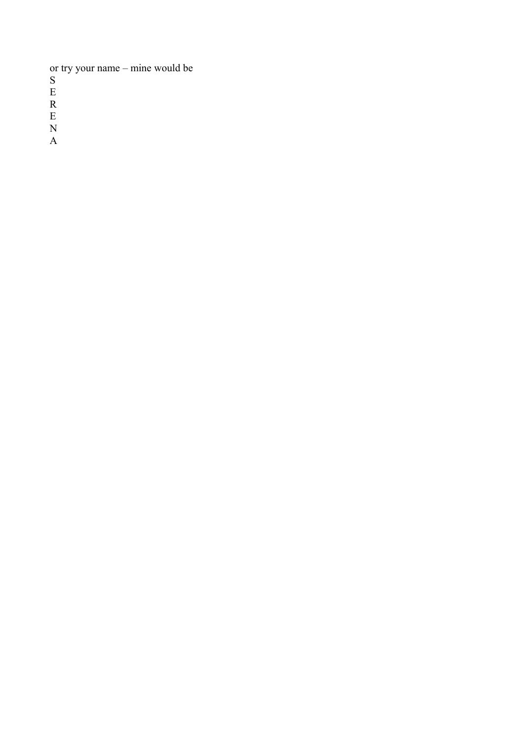or try your name – mine would be

S
E
R
E
N
A